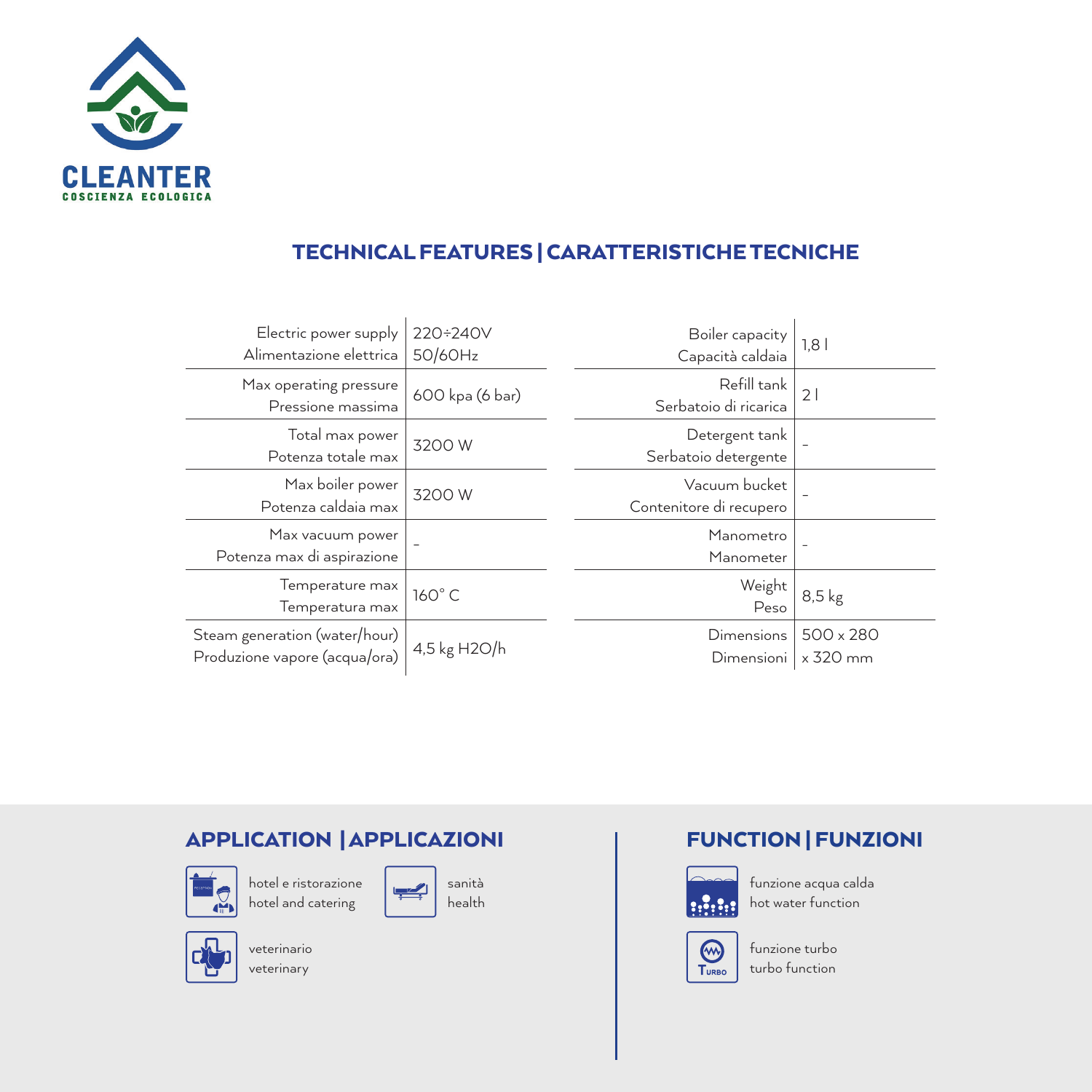CLEANTER
COSCIENZA ECOLOGICA

## TECHNICAL FEATURES | CARATTERISTICHE TECNICHE

| Feature | Value |
|---|---|
| Electric power supply / Alimentazione elettrica | 220÷240V 50/60Hz |
| Max operating pressure / Pressione massima | 600 kpa (6 bar) |
| Total max power / Potenza totale max | 3200 W |
| Max boiler power / Potenza caldaia max | 3200 W |
| Max vacuum power / Potenza max di aspirazione | - |
| Temperature max / Temperatura max | 160° C |
| Steam generation (water/hour) / Produzione vapore (acqua/ora) | 4,5 kg H2O/h |

| Feature | Value |
|---|---|
| Boiler capacity / Capacità caldaia | 1,8 l |
| Refill tank / Serbatoio di ricarica | 2 l |
| Detergent tank / Serbatoio detergente | - |
| Vacuum bucket / Contenitore di recupero | - |
| Manometro / Manometer | - |
| Weight / Peso | 8,5 kg |
| Dimensions / Dimensioni | 500 x 280 x 320 mm |

## APPLICATION | APPLICAZIONI

- hotel e ristorazione / hotel and catering
- sanità / health
- veterinario / veterinary

## FUNCTION | FUNZIONI

- funzione acqua calda / hot water function
- funzione turbo / turbo function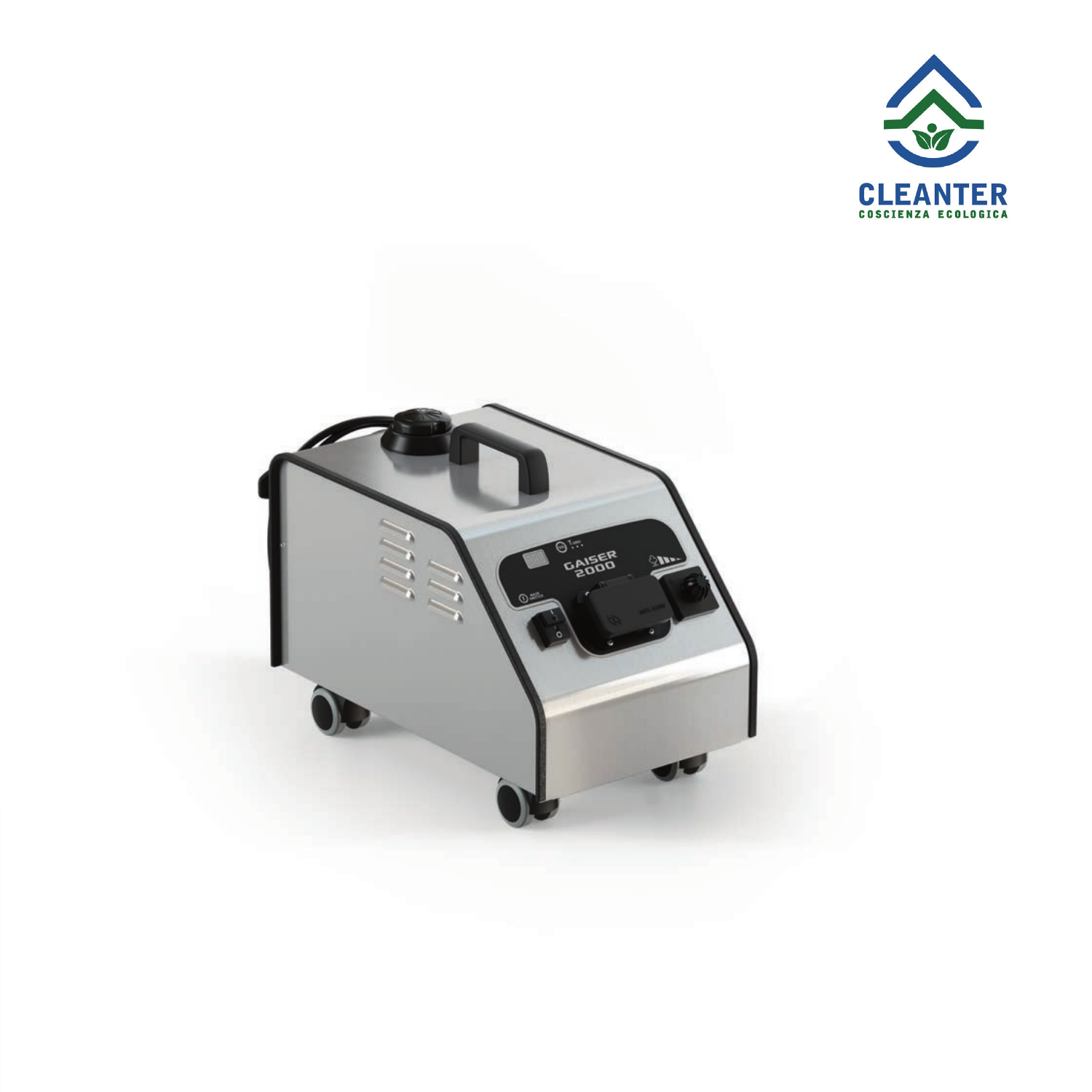CLEANTER
COSCIENZA ECOLOGICA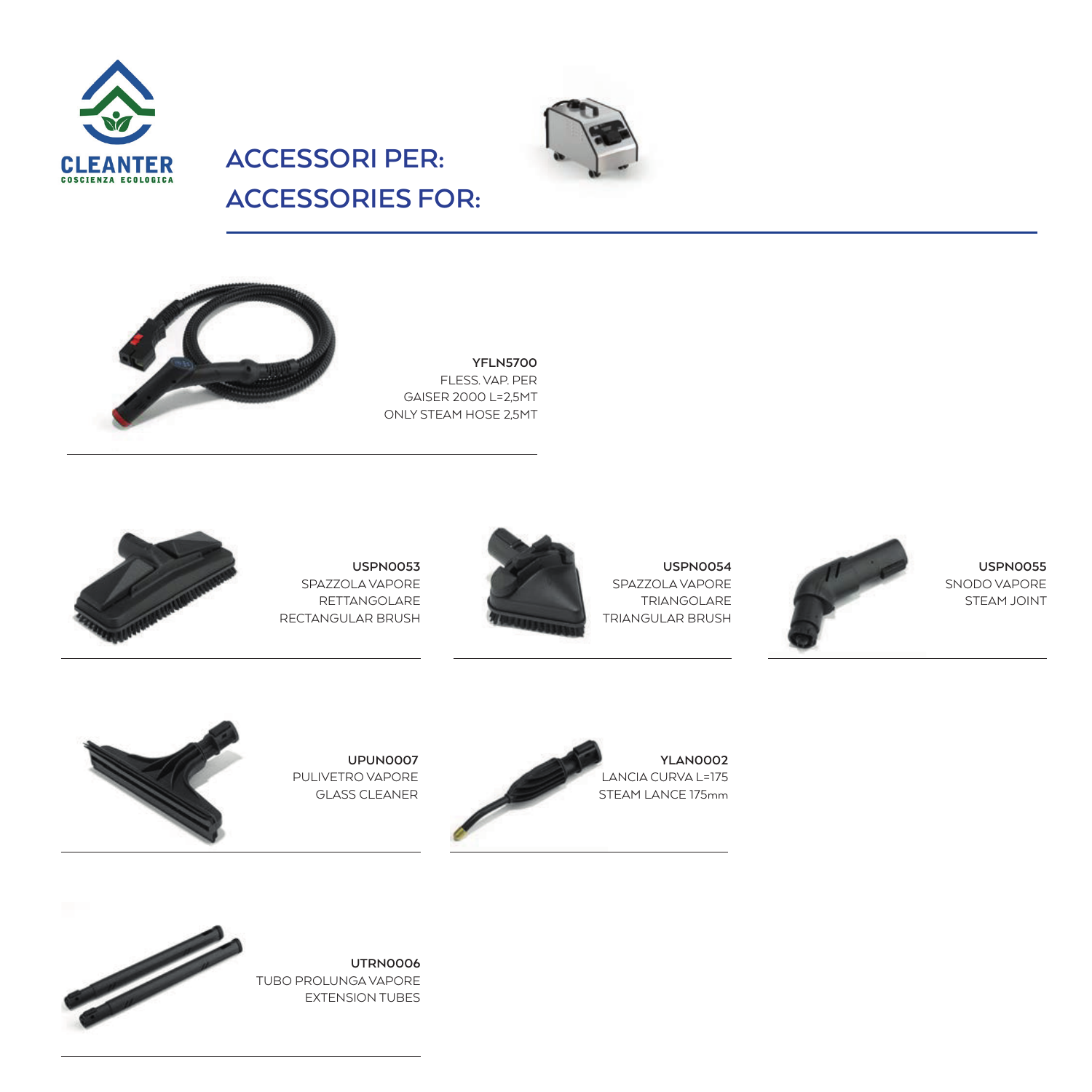CLEANTER
COSCIENZA ECOLOGICA

# ACCESSORI PER:
# ACCESSORIES FOR:

**YFLN5700**
FLESS. VAP. PER
GAISER 2000 L=2,5MT
ONLY STEAM HOSE 2,5MT

**USPN0053**
SPAZZOLA VAPORE
RETTANGOLARE
RECTANGULAR BRUSH

**USPN0054**
SPAZZOLA VAPORE
TRIANGOLARE
TRIANGULAR BRUSH

**USPN0055**
SNODO VAPORE
STEAM JOINT

**UPUN0007**
PULIVETRO VAPORE
GLASS CLEANER

**YLAN0002**
LANCIA CURVA L=175
STEAM LANCE 175mm

**UTRN0006**
TUBO PROLUNGA VAPORE
EXTENSION TUBES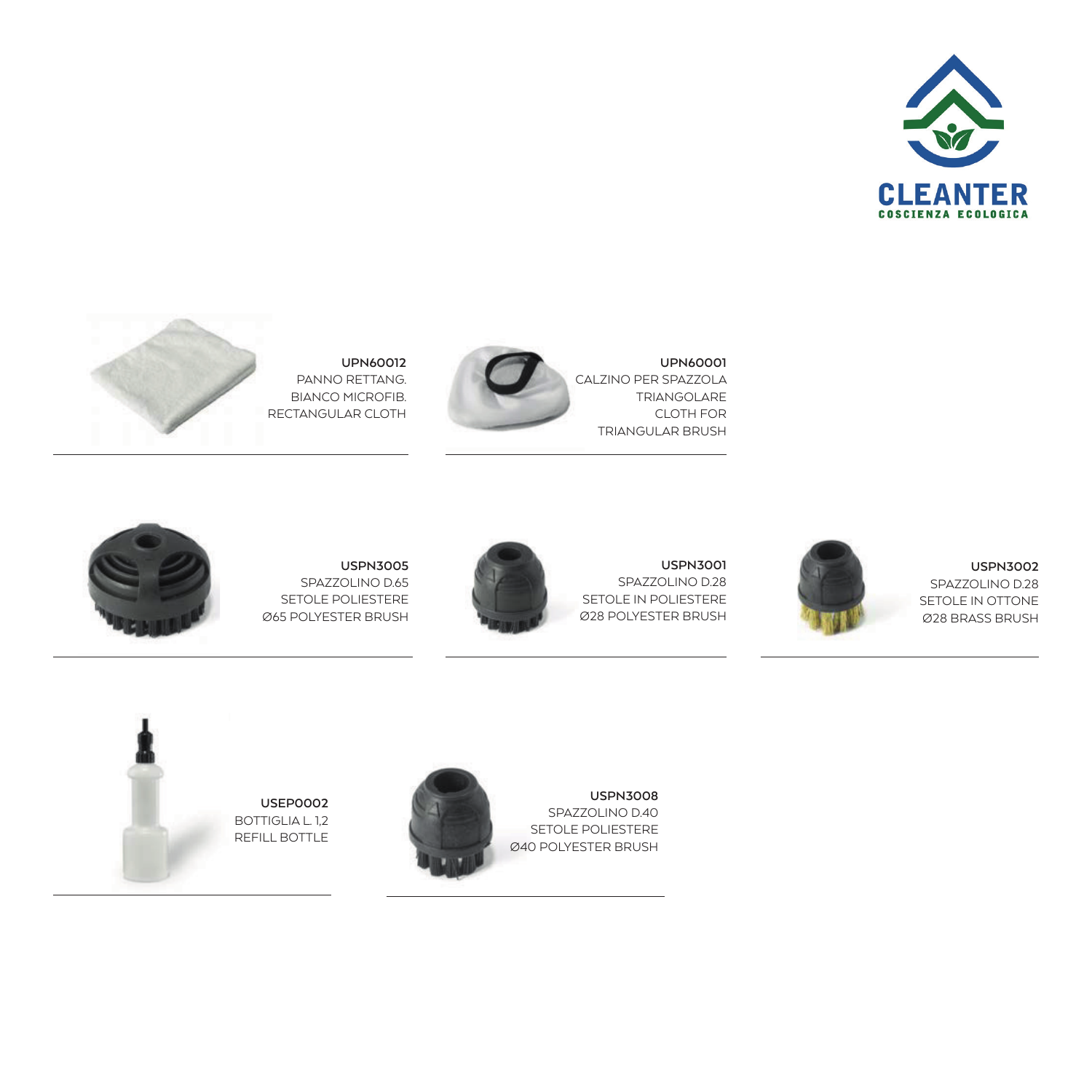CLEANTER

COSCIENZA ECOLOGICA

**UPN60012**
PANNO RETTANG.
BIANCO MICROFIB.
RECTANGULAR CLOTH

**UPN60001**
CALZINO PER SPAZZOLA
TRIANGOLARE
CLOTH FOR
TRIANGULAR BRUSH

**USPN3005**
SPAZZOLINO D.65
SETOLE POLIESTERE
Ø65 POLYESTER BRUSH

**USPN3001**
SPAZZOLINO D.28
SETOLE IN POLIESTERE
Ø28 POLYESTER BRUSH

**USPN3002**
SPAZZOLINO D.28
SETOLE IN OTTONE
Ø28 BRASS BRUSH

**USEP0002**
BOTTIGLIA L. 1,2
REFILL BOTTLE

**USPN3008**
SPAZZOLINO D.40
SETOLE POLIESTERE
Ø40 POLYESTER BRUSH